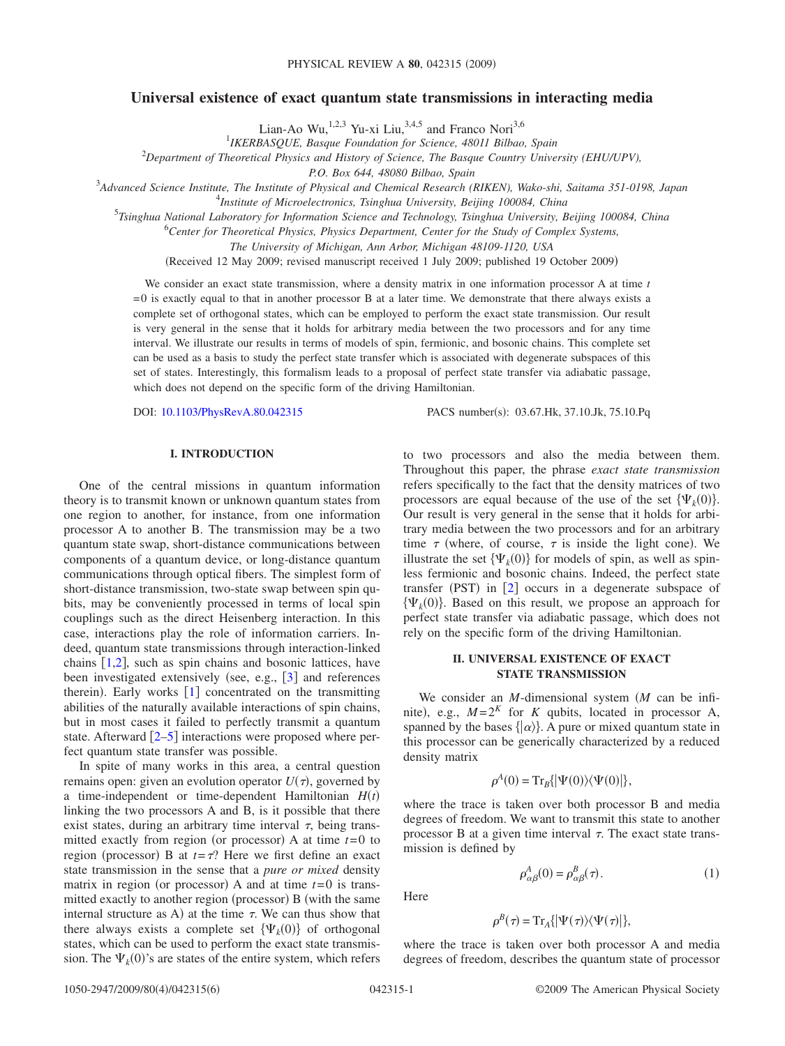# Universal existence of exact quantum state transmissions in interacting media

Lian-Ao Wu,[1,2,3] Yu-xi Liu,[3,4,5] and Franco Nori[3,6]

[1] *IKERBASQUE, Basque Foundation for Science, 48011 Bilbao, Spain*

[2] *Department of Theoretical Physics and History of Science, The Basque Country University (EHU/UPV), P.O. Box 644, 48080 Bilbao, Spain*

[3] *Advanced Science Institute, The Institute of Physical and Chemical Research (RIKEN), Wako-shi, Saitama 351-0198, Japan*

[4] *Institute of Microelectronics, Tsinghua University, Beijing 100084, China*

[5] *Tsinghua National Laboratory for Information Science and Technology, Tsinghua University, Beijing 100084, China*

[6] *Center for Theoretical Physics, Physics Department, Center for the Study of Complex Systems, The University of Michigan, Ann Arbor, Michigan 48109-1120, USA*

(Received 12 May 2009; revised manuscript received 1 July 2009; published 19 October 2009)

We consider an exact state transmission, where a density matrix in one information processor A at time $t=0$ is exactly equal to that in another processor B at a later time. We demonstrate that there always exists a complete set of orthogonal states, which can be employed to perform the exact state transmission. Our result is very general in the sense that it holds for arbitrary media between the two processors and for any time interval. We illustrate our results in terms of models of spin, fermionic, and bosonic chains. This complete set can be used as a basis to study the perfect state transfer which is associated with degenerate subspaces of this set of states. Interestingly, this formalism leads to a proposal of perfect state transfer via adiabatic passage, which does not depend on the specific form of the driving Hamiltonian.

DOI: 10.1103/PhysRevA.80.042315 PACS number(s): 03.67.Hk, 37.10.Jk, 75.10.Pq

## I. INTRODUCTION

One of the central missions in quantum information theory is to transmit known or unknown quantum states from one region to another, for instance, from one information processor A to another B. The transmission may be a two quantum state swap, short-distance communications between components of a quantum device, or long-distance quantum communications through optical fibers. The simplest form of short-distance transmission, two-state swap between spin qubits, may be conveniently processed in terms of local spin couplings such as the direct Heisenberg interaction. In this case, interactions play the role of information carriers. Indeed, quantum state transmissions through interaction-linked chains [1,2], such as spin chains and bosonic lattices, have been investigated extensively (see, e.g., [3] and references therein). Early works [1] concentrated on the transmitting abilities of the naturally available interactions of spin chains, but in most cases it failed to perfectly transmit a quantum state. Afterward [2–5] interactions were proposed where perfect quantum state transfer was possible.

In spite of many works in this area, a central question remains open: given an evolution operator $U(\tau)$, governed by a time-independent or time-dependent Hamiltonian $H(t)$ linking the two processors A and B, is it possible that there exist states, during an arbitrary time interval $\tau$, being transmitted exactly from region (or processor) A at time $t=0$ to region (processor) B at $t=\tau$? Here we first define an exact state transmission in the sense that a *pure or mixed* density matrix in region (or processor) A and at time $t=0$ is transmitted exactly to another region (processor) B (with the same internal structure as A) at the time $\tau$. We can thus show that there always exists a complete set $\{\Psi_k(0)\}$ of orthogonal states, which can be used to perform the exact state transmission. The $\Psi_k(0)$'s are states of the entire system, which refers to two processors and also the media between them. Throughout this paper, the phrase *exact state transmission* refers specifically to the fact that the density matrices of two processors are equal because of the use of the set $\{\Psi_k(0)\}$. Our result is very general in the sense that it holds for arbitrary media between the two processors and for an arbitrary time $\tau$ (where, of course, $\tau$ is inside the light cone). We illustrate the set $\{\Psi_k(0)\}$ for models of spin, as well as spinless fermionic and bosonic chains. Indeed, the perfect state transfer (PST) in [2] occurs in a degenerate subspace of $\{\Psi_k(0)\}$. Based on this result, we propose an approach for perfect state transfer via adiabatic passage, which does not rely on the specific form of the driving Hamiltonian.

## II. UNIVERSAL EXISTENCE OF EXACT STATE TRANSMISSION

We consider an $M$-dimensional system ($M$ can be infinite), e.g., $M=2^K$ for $K$ qubits, located in processor A, spanned by the bases $\{|\alpha\rangle\}$. A pure or mixed quantum state in this processor can be generically characterized by a reduced density matrix

$$\rho^A(0) = \mathrm{Tr}_B\{|\Psi(0)\rangle\langle\Psi(0)|\},$$

where the trace is taken over both processor B and media degrees of freedom. We want to transmit this state to another processor B at a given time interval $\tau$. The exact state transmission is defined by

$$\rho^A_{\alpha\beta}(0) = \rho^B_{\alpha\beta}(\tau). \tag{1}$$

Here

$$\rho^B(\tau) = \mathrm{Tr}_A\{|\Psi(\tau)\rangle\langle\Psi(\tau)|\},$$

where the trace is taken over both processor A and media degrees of freedom, describes the quantum state of processor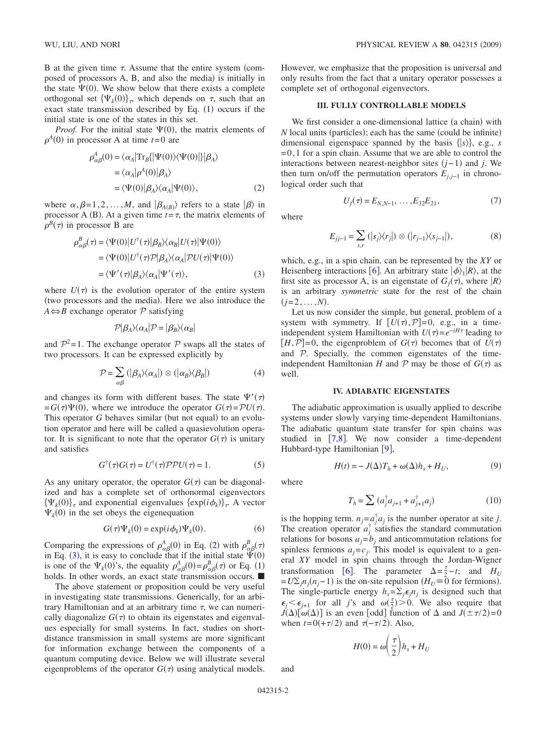B at the given time $\tau$. Assume that the entire system (composed of processors A, B, and also the media) is initially in the state $\Psi(0)$. We show below that there exists a complete orthogonal set $\{\Psi_k(0)\}_\tau$, which depends on $\tau$, such that an exact state transmission described by Eq. (1) occurs if the initial state is one of the states in this set.

*Proof.* For the initial state $\Psi(0)$, the matrix elements of $\rho^A(0)$ in processor A at time $t=0$ are

$$
\begin{aligned}
\rho^A_{\alpha\beta}(0) &= \langle \alpha_A|\mathrm{Tr}_B\{|\Psi(0)\rangle\langle\Psi(0)|\}|\beta_A\rangle \\
&= \langle \alpha_A|\rho^A(0)|\beta_A\rangle \\
&= \langle \Psi(0)|\beta_A\rangle\langle\alpha_A|\Psi(0)\rangle,
\end{aligned}
\tag{2}
$$

where $\alpha, \beta = 1,2,\ldots,M$, and $|\beta_{A(B)}\rangle$ refers to a state $|\beta\rangle$ in processor A (B). At a given time $t=\tau$, the matrix elements of $\rho^B(\tau)$ in processor B are

$$
\begin{aligned}
\rho^B_{\alpha\beta}(\tau) &= \langle \Psi(0)|U^\dagger(\tau)|\beta_B\rangle\langle\alpha_B|U(\tau)|\Psi(0)\rangle \\
&= \langle \Psi(0)|U^\dagger(\tau)\mathcal{P}|\beta_A\rangle\langle\alpha_A|\mathcal{P}U(\tau)|\Psi(0)\rangle \\
&= \langle \Psi'(\tau)|\beta_A\rangle\langle\alpha_A|\Psi'(\tau)\rangle,
\end{aligned}
\tag{3}
$$

where $U(\tau)$ is the evolution operator of the entire system (two processors and the media). Here we also introduce the $A \Leftrightarrow B$ exchange operator $\mathcal{P}$ satisfying

$$
\mathcal{P}|\beta_A\rangle\langle\alpha_A|\mathcal{P} = |\beta_B\rangle\langle\alpha_B|
$$

and $\mathcal{P}^2=1$. The exchange operator $\mathcal{P}$ swaps all the states of two processors. It can be expressed explicitly by

$$
\mathcal{P} = \sum_{\alpha\beta} (|\beta_A\rangle\langle\alpha_A|) \otimes (|\alpha_B\rangle\langle\beta_B|)
\tag{4}
$$

and changes its form with different bases. The state $\Psi'(\tau) = G(\tau)\Psi(0)$, where we introduce the operator $G(\tau)=\mathcal{P}U(\tau)$. This operator $G$ behaves similar (but not equal) to an evolution operator and here will be called a quasievolution operator. It is significant to note that the operator $G(\tau)$ is unitary and satisfies

$$
G^\dagger(\tau)G(\tau) = U^\dagger(\tau)\mathcal{P}\mathcal{P}U(\tau) = 1.
\tag{5}
$$

As any unitary operator, the operator $G(\tau)$ can be diagonalized and has a complete set of orthonormal eigenvectors $\{\Psi_k(0)\}_\tau$ and exponential eigenvalues $\{\exp(i\phi_k)\}_\tau$. A vector $\Psi_k(0)$ in the set obeys the eigenequation

$$
G(\tau)\Psi_k(0) = \exp(i\phi_k)\Psi_k(0).
\tag{6}
$$

Comparing the expressions of $\rho^A_{\alpha\beta}(0)$ in Eq. (2) with $\rho^B_{\alpha\beta}(\tau)$ in Eq. (3), it is easy to conclude that if the initial state $\Psi(0)$ is one of the $\Psi_k(0)$'s, the equality $\rho^A_{\alpha\beta}(0)=\rho^B_{\alpha\beta}(\tau)$ or Eq. (1) holds. In other words, an exact state transmission occurs. ■

The above statement or proposition could be very useful in investigating state transmissions. Generically, for an arbitrary Hamiltonian and at an arbitrary time $\tau$, we can numerically diagonalize $G(\tau)$ to obtain its eigenstates and eigenvalues especially for small systems. In fact, studies on short-distance transmission in small systems are more significant for information exchange between the components of a quantum computing device. Below we will illustrate several eigenproblems of the operator $G(\tau)$ using analytical models. However, we emphasize that the proposition is universal and only results from the fact that a unitary operator possesses a complete set of orthogonal eigenvectors.

## III. FULLY CONTROLLABLE MODELS

We first consider a one-dimensional lattice (a chain) with $N$ local units (particles); each has the same (could be infinite) dimensional eigenspace spanned by the basis $\{|s\rangle\}$, e.g., $s=0,1$ for a spin chain. Assume that we are able to control the interactions between nearest-neighbor sites $(j-1)$ and $j$. We then turn on/off the permutation operators $E_{j,j-1}$ in chronological order such that

$$
U_f(\tau) = E_{N,N-1}, \ldots, E_{32}E_{21},
\tag{7}
$$

where

$$
E_{jj-1} = \sum_{s,r} (|s_j\rangle\langle r_j|) \otimes (|r_{j-1}\rangle\langle s_{j-1}|),
\tag{8}
$$

which, e.g., in a spin chain, can be represented by the *XY* or Heisenberg interactions [6]. An arbitrary state $|\phi\rangle_1|R\rangle$, at the first site as processor A, is an eigenstate of $G_f(\tau)$, where $|R\rangle$ is an arbitrary *symmetric* state for the rest of the chain $(j=2,\ldots,N)$.

Let us now consider the simple, but general, problem of a system with symmetry. If $[U(\tau),\mathcal{P}]=0$, e.g., in a time-independent system Hamiltonian with $U(\tau)=e^{-iH\tau}$ leading to $[H,\mathcal{P}]=0$, the eigenproblem of $G(\tau)$ becomes that of $U(\tau)$ and $\mathcal{P}$. Specially, the common eigenstates of the time-independent Hamiltonian $H$ and $\mathcal{P}$ may be those of $G(\tau)$ as well.

## IV. ADIABATIC EIGENSTATES

The adiabatic approximation is usually applied to describe systems under slowly varying time-dependent Hamiltonians. The adiabatic quantum state transfer for spin chains was studied in [7,8]. We now consider a time-dependent Hubbard-type Hamiltonian [9],

$$
H(t) = -J(\Delta)T_h + \omega(\Delta)h_s + H_U,
\tag{9}
$$

where

$$
T_h = \sum (a_j^\dagger a_{j+1} + a_{j+1}^\dagger a_j)
\tag{10}
$$

is the hopping term. $n_j=a_j^\dagger a_j$ is the number operator at site $j$. The creation operator $a_j^\dagger$ satisfies the standard commutation relations for bosons $a_j=b_j$ and anticommutation relations for spinless fermions $a_j=c_j$. This model is equivalent to a general *XY* model in spin chains through the Jordan-Wigner transformation [6]. The parameter $\Delta=\frac{\tau}{2}-t$; and $H_U = U\Sigma_j n_j(n_j-1)$ is the on-site repulsion ($H_U\equiv 0$ for fermions). The single-particle energy $h_s=\Sigma_j \epsilon_j n_j$ is designed such that $\epsilon_j<\epsilon_{j+1}$ for all $j$'s and $\omega(\frac{\tau}{2})>0$. We also require that $J(\Delta)[\omega(\Delta)]$ is an even [odd] function of $\Delta$ and $J(\pm\tau/2)=0$ when $t=0(+\tau/2)$ and $\tau(-\tau/2)$. Also,

$$
H(0) = \omega\left(\frac{\tau}{2}\right)h_s + H_U
$$

and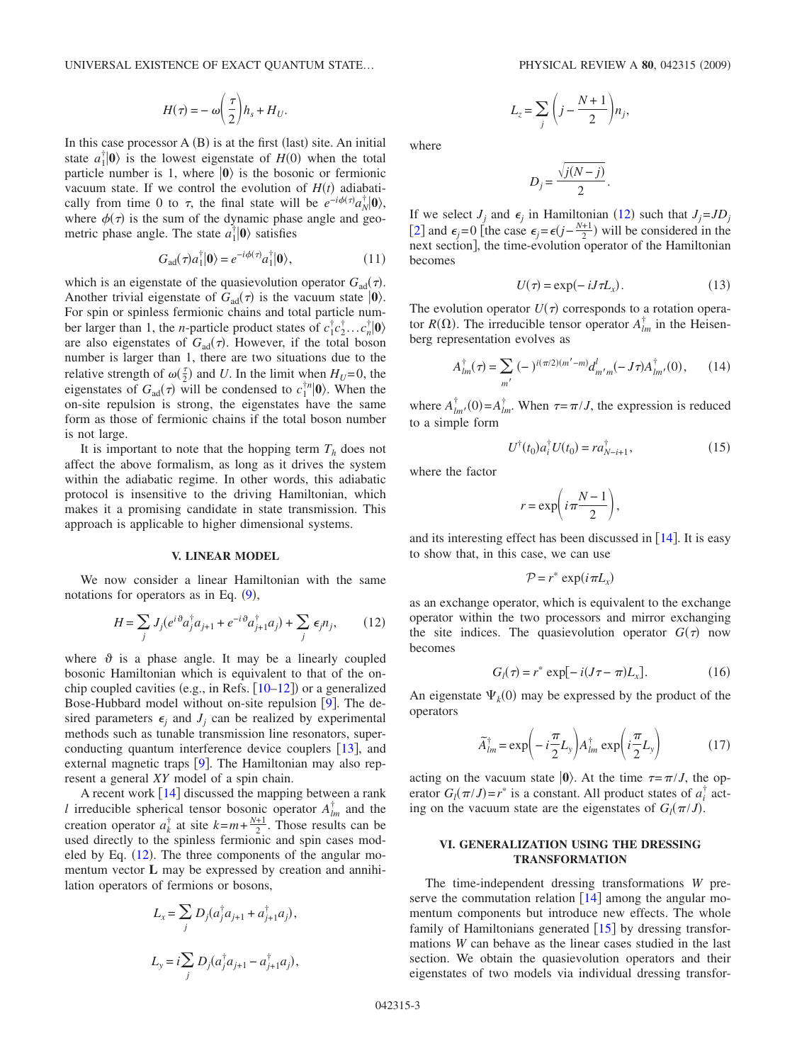$$H(\tau) = -\omega\left(\frac{\tau}{2}\right)h_s + H_U.$$

In this case processor A (B) is at the first (last) site. An initial state $a_1^\dagger|\mathbf{0}\rangle$ is the lowest eigenstate of $H(0)$ when the total particle number is 1, where $|\mathbf{0}\rangle$ is the bosonic or fermionic vacuum state. If we control the evolution of $H(t)$ adiabatically from time 0 to $\tau$, the final state will be $e^{-i\phi(\tau)}a_N^\dagger|\mathbf{0}\rangle$, where $\phi(\tau)$ is the sum of the dynamic phase angle and geometric phase angle. The state $a_1^\dagger|\mathbf{0}\rangle$ satisfies

$$G_{\text{ad}}(\tau)a_1^\dagger|\mathbf{0}\rangle = e^{-i\phi(\tau)}a_1^\dagger|\mathbf{0}\rangle, \tag{11}$$

which is an eigenstate of the quasievolution operator $G_{\text{ad}}(\tau)$. Another trivial eigenstate of $G_{\text{ad}}(\tau)$ is the vacuum state $|\mathbf{0}\rangle$. For spin or spinless fermionic chains and total particle number larger than 1, the $n$-particle product states of $c_1^\dagger c_2^\dagger \ldots c_n^\dagger|\mathbf{0}\rangle$ are also eigenstates of $G_{\text{ad}}(\tau)$. However, if the total boson number is larger than 1, there are two situations due to the relative strength of $\omega(\frac{\tau}{2})$ and $U$. In the limit when $H_U=0$, the eigenstates of $G_{\text{ad}}(\tau)$ will be condensed to $c_1^{\dagger n}|\mathbf{0}\rangle$. When the on-site repulsion is strong, the eigenstates have the same form as those of fermionic chains if the total boson number is not large.

It is important to note that the hopping term $T_h$ does not affect the above formalism, as long as it drives the system within the adiabatic regime. In other words, this adiabatic protocol is insensitive to the driving Hamiltonian, which makes it a promising candidate in state transmission. This approach is applicable to higher dimensional systems.

## V. LINEAR MODEL

We now consider a linear Hamiltonian with the same notations for operators as in Eq. (9),

$$H = \sum_j J_j(e^{i\vartheta}a_j^\dagger a_{j+1} + e^{-i\vartheta}a_{j+1}^\dagger a_j) + \sum_j \epsilon_j n_j, \tag{12}$$

where $\vartheta$ is a phase angle. It may be a linearly coupled bosonic Hamiltonian which is equivalent to that of the on-chip coupled cavities (e.g., in Refs. [10–12]) or a generalized Bose-Hubbard model without on-site repulsion [9]. The desired parameters $\epsilon_j$ and $J_j$ can be realized by experimental methods such as tunable transmission line resonators, superconducting quantum interference device couplers [13], and external magnetic traps [9]. The Hamiltonian may also represent a general $XY$ model of a spin chain.

A recent work [14] discussed the mapping between a rank $l$ irreducible spherical tensor bosonic operator $A_{lm}^\dagger$ and the creation operator $a_k^\dagger$ at site $k=m+\frac{N+1}{2}$. Those results can be used directly to the spinless fermionic and spin cases modeled by Eq. (12). The three components of the angular momentum vector $\mathbf{L}$ may be expressed by creation and annihilation operators of fermions or bosons,

$$L_x = \sum_j D_j(a_j^\dagger a_{j+1} + a_{j+1}^\dagger a_j),$$

$$L_y = i\sum_j D_j(a_j^\dagger a_{j+1} - a_{j+1}^\dagger a_j),$$

$$L_z = \sum_j \left(j - \frac{N+1}{2}\right)n_j,$$

where

$$D_j = \frac{\sqrt{j(N-j)}}{2}.$$

If we select $J_j$ and $\epsilon_j$ in Hamiltonian (12) such that $J_j=JD_j$ [2] and $\epsilon_j=0$ [the case $\epsilon_j=\epsilon(j-\frac{N+1}{2})$ will be considered in the next section], the time-evolution operator of the Hamiltonian becomes

$$U(\tau) = \exp(-iJ\tau L_x). \tag{13}$$

The evolution operator $U(\tau)$ corresponds to a rotation operator $R(\Omega)$. The irreducible tensor operator $A_{lm}^\dagger$ in the Heisenberg representation evolves as

$$A_{lm}^\dagger(\tau) = \sum_{m'} (-)^{i(\pi/2)(m'-m)} d_{m'm}^l(-J\tau)A_{lm'}^\dagger(0), \tag{14}$$

where $A_{lm'}^\dagger(0)=A_{lm'}^\dagger$. When $\tau=\pi/J$, the expression is reduced to a simple form

$$U^\dagger(t_0)a_i^\dagger U(t_0) = ra_{N-i+1}^\dagger, \tag{15}$$

where the factor

$$r = \exp\left(i\pi\frac{N-1}{2}\right),$$

and its interesting effect has been discussed in [14]. It is easy to show that, in this case, we can use

$$\mathcal{P} = r^* \exp(i\pi L_x)$$

as an exchange operator, which is equivalent to the exchange operator within the two processors and mirror exchanging the site indices. The quasievolution operator $G(\tau)$ now becomes

$$G_l(\tau) = r^* \exp[-i(J\tau - \pi)L_x]. \tag{16}$$

An eigenstate $\Psi_k(0)$ may be expressed by the product of the operators

$$\tilde{A}_{lm}^\dagger = \exp\left(-i\frac{\pi}{2}L_y\right)A_{lm}^\dagger \exp\left(i\frac{\pi}{2}L_y\right) \tag{17}$$

acting on the vacuum state $|\mathbf{0}\rangle$. At the time $\tau=\pi/J$, the operator $G_l(\pi/J)=r^*$ is a constant. All product states of $a_i^\dagger$ acting on the vacuum state are the eigenstates of $G_l(\pi/J)$.

## VI. GENERALIZATION USING THE DRESSING TRANSFORMATION

The time-independent dressing transformations $W$ preserve the commutation relation [14] among the angular momentum components but introduce new effects. The whole family of Hamiltonians generated [15] by dressing transformations $W$ can behave as the linear cases studied in the last section. We obtain the quasievolution operators and their eigenstates of two models via individual dressing transfor-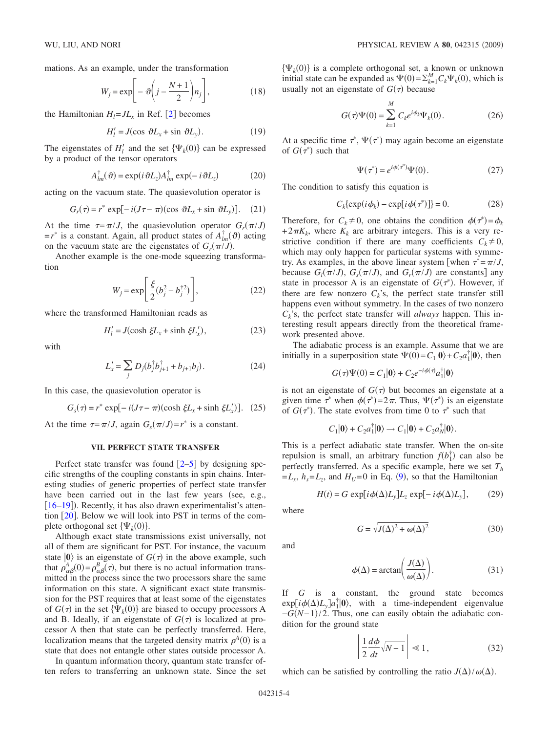mations. As an example, under the transformation

$$W_j = \exp\left[ -\vartheta\left(j - \frac{N+1}{2}\right) n_j \right], \tag{18}$$

the Hamiltonian $H_l = JL_x$ in Ref. [2] becomes

$$H_l' = J(\cos\vartheta L_x + \sin\vartheta L_y). \tag{19}$$

The eigenstates of $H_l'$ and the set $\{\Psi_k(0)\}$ can be expressed by a product of the tensor operators

$$A_{lm}^\dagger(\vartheta) = \exp(i\vartheta L_z) A_{lm}^\dagger \exp(-i\vartheta L_z) \tag{20}$$

acting on the vacuum state. The quasievolution operator is

$$G_r(\tau) = r^* \exp[-i(J\tau - \pi)(\cos\vartheta L_x + \sin\vartheta L_y)]. \tag{21}$$

At the time $\tau = \pi/J$, the quasievolution operator $G_r(\pi/J) = r^*$ is a constant. Again, all product states of $A_{lm}^\dagger(\vartheta)$ acting on the vacuum state are the eigenstates of $G_r(\pi/J)$.

Another example is the one-mode squeezing transformation

$$W_j = \exp\left[ \frac{\xi}{2}(b_j^2 - b_j^{\dagger 2}) \right], \tag{22}$$

where the transformed Hamiltonian reads as

$$H_l' = J(\cosh\xi L_x + \sinh\xi L_x'), \tag{23}$$

with

$$L_x' = \sum_j D_j (b_j^\dagger b_{j+1}^\dagger + b_{j+1} b_j). \tag{24}$$

In this case, the quasievolution operator is

$$G_s(\tau) = r^* \exp[-i(J\tau - \pi)(\cosh\xi L_x + \sinh\xi L_x')]. \tag{25}$$

At the time $\tau = \pi/J$, again $G_s(\pi/J) = r^*$ is a constant.

## VII. PERFECT STATE TRANSFER

Perfect state transfer was found [2–5] by designing specific strengths of the coupling constants in spin chains. Interesting studies of generic properties of perfect state transfer have been carried out in the last few years (see, e.g., [16–19]). Recently, it has also drawn experimentalist's attention [20]. Below we will look into PST in terms of the complete orthogonal set $\{\Psi_k(0)\}$.

Although exact state transmissions exist universally, not all of them are significant for PST. For instance, the vacuum state $|\mathbf{0}\rangle$ is an eigenstate of $G(\tau)$ in the above example, such that $\rho_{\alpha\beta}^A(0) = \rho_{\alpha\beta}^B(\tau)$, but there is no actual information transmitted in the process since the two processors share the same information on this state. A significant exact state transmission for the PST requires that at least some of the eigenstates of $G(\tau)$ in the set $\{\Psi_k(0)\}$ are biased to occupy processors A and B. Ideally, if an eigenstate of $G(\tau)$ is localized at processor A then that state can be perfectly transferred. Here, localization means that the targeted density matrix $\rho^A(0)$ is a state that does not entangle other states outside processor A.

In quantum information theory, quantum state transfer often refers to transferring an unknown state. Since the set $\{\Psi_k(0)\}$ is a complete orthogonal set, a known or unknown initial state can be expanded as $\Psi(0) = \sum_{k=1}^M C_k \Psi_k(0)$, which is usually not an eigenstate of $G(\tau)$ because

$$G(\tau)\Psi(0) = \sum_{k=1}^M C_k e^{i\phi_k} \Psi_k(0). \tag{26}$$

At a specific time $\tau^*$, $\Psi(\tau^*)$ may again become an eigenstate of $G(\tau^*)$ such that

$$\Psi(\tau^*) = e^{i\phi(\tau^*)} \Psi(0). \tag{27}$$

The condition to satisfy this equation is

$$C_k\{\exp(i\phi_k) - \exp[i\phi(\tau^*)]\} = 0. \tag{28}$$

Therefore, for $C_k \neq 0$, one obtains the condition $\phi(\tau^*) = \phi_k + 2\pi K_k$, where $K_k$ are arbitrary integers. This is a very restrictive condition if there are many coefficients $C_k \neq 0$, which may only happen for particular systems with symmetry. As examples, in the above linear system [when $\tau^* = \pi/J$, because $G_l(\pi/J)$, $G_s(\pi/J)$, and $G_r(\pi/J)$ are constants] any state in processor A is an eigenstate of $G(\tau^*)$. However, if there are few nonzero $C_k$'s, the perfect state transfer still happens even without symmetry. In the cases of two nonzero $C_k$'s, the perfect state transfer will *always* happen. This interesting result appears directly from the theoretical framework presented above.

The adiabatic process is an example. Assume that we are initially in a superposition state $\Psi(0) = C_1|\mathbf{0}\rangle + C_2 a_1^\dagger|\mathbf{0}\rangle$, then

$$G(\tau)\Psi(0) = C_1|\mathbf{0}\rangle + C_2 e^{-i\phi(\tau)} a_1^\dagger|\mathbf{0}\rangle$$

is not an eigenstate of $G(\tau)$ but becomes an eigenstate at a given time $\tau^*$ when $\phi(\tau^*) = 2\pi$. Thus, $\Psi(\tau^*)$ is an eigenstate of $G(\tau^*)$. The state evolves from time 0 to $\tau^*$ such that

$$C_1|\mathbf{0}\rangle + C_2 a_1^\dagger|\mathbf{0}\rangle \to C_1|\mathbf{0}\rangle + C_2 a_N^\dagger|\mathbf{0}\rangle.$$

This is a perfect adiabatic state transfer. When the on-site repulsion is small, an arbitrary function $f(b_1^\dagger)$ can also be perfectly transferred. As a specific example, here we set $T_h = L_x$, $h_s = L_z$, and $H_U = 0$ in Eq. (9), so that the Hamiltonian

$$H(t) = G \exp[i\phi(\Delta)L_y] L_z \exp[-i\phi(\Delta)L_y], \tag{29}$$

where

$$G = \sqrt{J(\Delta)^2 + \omega(\Delta)^2} \tag{30}$$

and

$$\phi(\Delta) = \arctan\left(\frac{J(\Delta)}{\omega(\Delta)}\right). \tag{31}$$

If $G$ is a constant, the ground state becomes $\exp[i\phi(\Delta)L_y]a_1^\dagger|\mathbf{0}\rangle$, with a time-independent eigenvalue $-G(N-1)/2$. Thus, one can easily obtain the adiabatic condition for the ground state

$$\left| \frac{1}{2}\frac{d\phi}{dt}\sqrt{N-1} \right| \ll 1, \tag{32}$$

which can be satisfied by controlling the ratio $J(\Delta)/\omega(\Delta)$.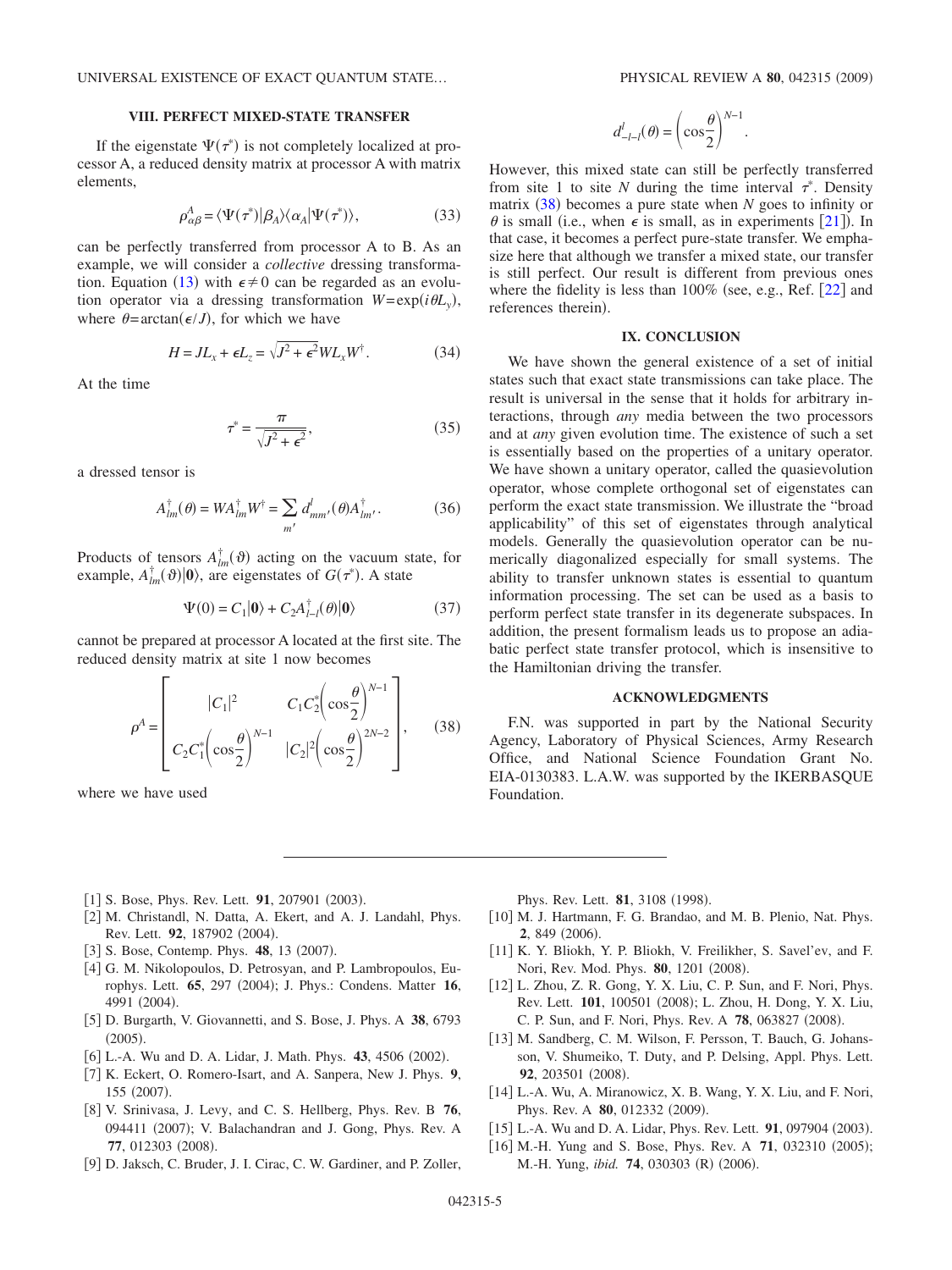## VIII. PERFECT MIXED-STATE TRANSFER

If the eigenstate $\Psi(\tau^*)$ is not completely localized at processor A, a reduced density matrix at processor A with matrix elements,

$$\rho^A_{\alpha\beta} = \langle \Psi(\tau^*)|\beta_A\rangle\langle\alpha_A|\Psi(\tau^*)\rangle, \tag{33}$$

can be perfectly transferred from processor A to B. As an example, we will consider a *collective* dressing transformation. Equation (13) with $\epsilon \neq 0$ can be regarded as an evolution operator via a dressing transformation $W = \exp(i\theta L_y)$, where $\theta = \arctan(\epsilon/J)$, for which we have

$$H = JL_x + \epsilon L_z = \sqrt{J^2 + \epsilon^2} W L_x W^\dagger. \tag{34}$$

At the time

$$\tau^* = \frac{\pi}{\sqrt{J^2 + \epsilon^2}}, \tag{35}$$

a dressed tensor is

$$A^\dagger_{lm}(\theta) = W A^\dagger_{lm} W^\dagger = \sum_{m'} d^l_{mm'}(\theta) A^\dagger_{lm'}. \tag{36}$$

Products of tensors $A^\dagger_{lm}(\vartheta)$ acting on the vacuum state, for example, $A^\dagger_{lm}(\vartheta)|\mathbf{0}\rangle$, are eigenstates of $G(\tau^*)$. A state

$$\Psi(0) = C_1|\mathbf{0}\rangle + C_2 A^\dagger_{l-l}(\theta)|\mathbf{0}\rangle \tag{37}$$

cannot be prepared at processor A located at the first site. The reduced density matrix at site 1 now becomes

$$\rho^A = \begin{bmatrix} |C_1|^2 & C_1 C_2^* \left(\cos\dfrac{\theta}{2}\right)^{N-1} \\ C_2 C_1^* \left(\cos\dfrac{\theta}{2}\right)^{N-1} & |C_2|^2 \left(\cos\dfrac{\theta}{2}\right)^{2N-2} \end{bmatrix}, \tag{38}$$

where we have used

$$d^l_{-l-l}(\theta) = \left(\cos\frac{\theta}{2}\right)^{N-1}.$$

However, this mixed state can still be perfectly transferred from site 1 to site $N$ during the time interval $\tau^*$. Density matrix (38) becomes a pure state when $N$ goes to infinity or $\theta$ is small (i.e., when $\epsilon$ is small, as in experiments [21]). In that case, it becomes a perfect pure-state transfer. We emphasize here that although we transfer a mixed state, our transfer is still perfect. Our result is different from previous ones where the fidelity is less than 100% (see, e.g., Ref. [22] and references therein).

## IX. CONCLUSION

We have shown the general existence of a set of initial states such that exact state transmissions can take place. The result is universal in the sense that it holds for arbitrary interactions, through *any* media between the two processors and at *any* given evolution time. The existence of such a set is essentially based on the properties of a unitary operator. We have shown a unitary operator, called the quasievolution operator, whose complete orthogonal set of eigenstates can perform the exact state transmission. We illustrate the "broad applicability" of this set of eigenstates through analytical models. Generally the quasievolution operator can be numerically diagonalized especially for small systems. The ability to transfer unknown states is essential to quantum information processing. The set can be used as a basis to perform perfect state transfer in its degenerate subspaces. In addition, the present formalism leads us to propose an adiabatic perfect state transfer protocol, which is insensitive to the Hamiltonian driving the transfer.

## ACKNOWLEDGMENTS

F.N. was supported in part by the National Security Agency, Laboratory of Physical Sciences, Army Research Office, and National Science Foundation Grant No. EIA-0130383. L.A.W. was supported by the IKERBASQUE Foundation.

---

[1] S. Bose, Phys. Rev. Lett. **91**, 207901 (2003).

[2] M. Christandl, N. Datta, A. Ekert, and A. J. Landahl, Phys. Rev. Lett. **92**, 187902 (2004).

[3] S. Bose, Contemp. Phys. **48**, 13 (2007).

[4] G. M. Nikolopoulos, D. Petrosyan, and P. Lambropoulos, Europhys. Lett. **65**, 297 (2004); J. Phys.: Condens. Matter **16**, 4991 (2004).

[5] D. Burgarth, V. Giovannetti, and S. Bose, J. Phys. A **38**, 6793 (2005).

[6] L.-A. Wu and D. A. Lidar, J. Math. Phys. **43**, 4506 (2002).

[7] K. Eckert, O. Romero-Isart, and A. Sanpera, New J. Phys. **9**, 155 (2007).

[8] V. Srinivasa, J. Levy, and C. S. Hellberg, Phys. Rev. B **76**, 094411 (2007); V. Balachandran and J. Gong, Phys. Rev. A **77**, 012303 (2008).

[9] D. Jaksch, C. Bruder, J. I. Cirac, C. W. Gardiner, and P. Zoller, Phys. Rev. Lett. **81**, 3108 (1998).

[10] M. J. Hartmann, F. G. Brandao, and M. B. Plenio, Nat. Phys. **2**, 849 (2006).

[11] K. Y. Bliokh, Y. P. Bliokh, V. Freilikher, S. Savel'ev, and F. Nori, Rev. Mod. Phys. **80**, 1201 (2008).

[12] L. Zhou, Z. R. Gong, Y. X. Liu, C. P. Sun, and F. Nori, Phys. Rev. Lett. **101**, 100501 (2008); L. Zhou, H. Dong, Y. X. Liu, C. P. Sun, and F. Nori, Phys. Rev. A **78**, 063827 (2008).

[13] M. Sandberg, C. M. Wilson, F. Persson, T. Bauch, G. Johansson, V. Shumeiko, T. Duty, and P. Delsing, Appl. Phys. Lett. **92**, 203501 (2008).

[14] L.-A. Wu, A. Miranowicz, X. B. Wang, Y. X. Liu, and F. Nori, Phys. Rev. A **80**, 012332 (2009).

[15] L.-A. Wu and D. A. Lidar, Phys. Rev. Lett. **91**, 097904 (2003).

[16] M.-H. Yung and S. Bose, Phys. Rev. A **71**, 032310 (2005); M.-H. Yung, *ibid.* **74**, 030303 (R) (2006).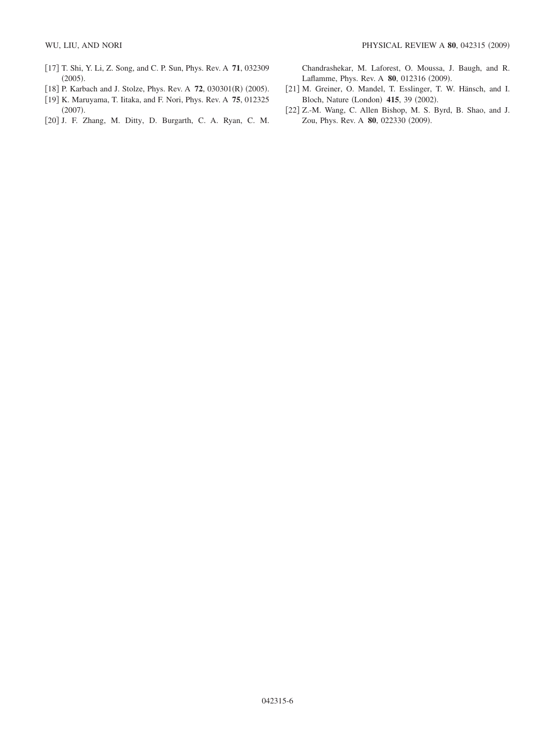[17] T. Shi, Y. Li, Z. Song, and C. P. Sun, Phys. Rev. A **71**, 032309 (2005).

[18] P. Karbach and J. Stolze, Phys. Rev. A **72**, 030301(R) (2005).

[19] K. Maruyama, T. Iitaka, and F. Nori, Phys. Rev. A **75**, 012325 (2007).

[20] J. F. Zhang, M. Ditty, D. Burgarth, C. A. Ryan, C. M. Chandrashekar, M. Laforest, O. Moussa, J. Baugh, and R. Laflamme, Phys. Rev. A **80**, 012316 (2009).

[21] M. Greiner, O. Mandel, T. Esslinger, T. W. Hänsch, and I. Bloch, Nature (London) **415**, 39 (2002).

[22] Z.-M. Wang, C. Allen Bishop, M. S. Byrd, B. Shao, and J. Zou, Phys. Rev. A **80**, 022330 (2009).